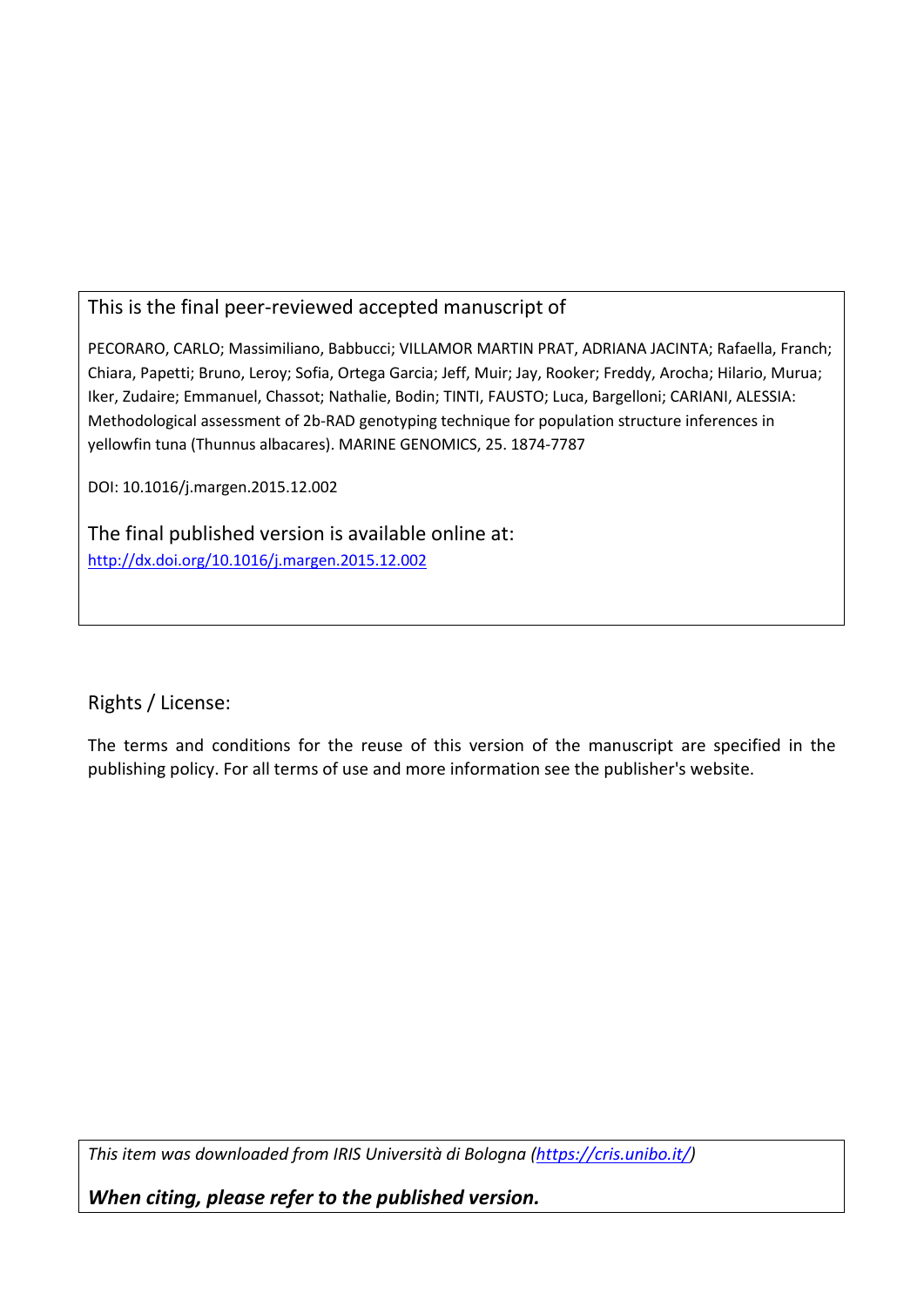This is the final peer-reviewed accepted manuscript of

PECORARO, CARLO; Massimiliano, Babbucci; VILLAMOR MARTIN PRAT, ADRIANA JACINTA; Rafaella, Franch; Chiara, Papetti; Bruno, Leroy; Sofia, Ortega Garcia; Jeff, Muir; Jay, Rooker; Freddy, Arocha; Hilario, Murua; Iker, Zudaire; Emmanuel, Chassot; Nathalie, Bodin; TINTI, FAUSTO; Luca, Bargelloni; CARIANI, ALESSIA: Methodological assessment of 2b-RAD genotyping technique for population structure inferences in yellowfin tuna (Thunnus albacares). MARINE GENOMICS, 25. 1874-7787

DOI: 10.1016/j.margen.2015.12.002

The final published version is available online at:
[http://dx.doi.org/10.1016/j.margen.2015.12.002](http://dx.doi.org/10.1016/j.margen.2015.12.002)

Rights / License:

The terms and conditions for the reuse of this version of the manuscript are specified in the publishing policy. For all terms of use and more information see the publisher's website.

*This item was downloaded from IRIS Università di Bologna ([https://cris.unibo.it/](https://cris.unibo.it/))*

***When citing, please refer to the published version.***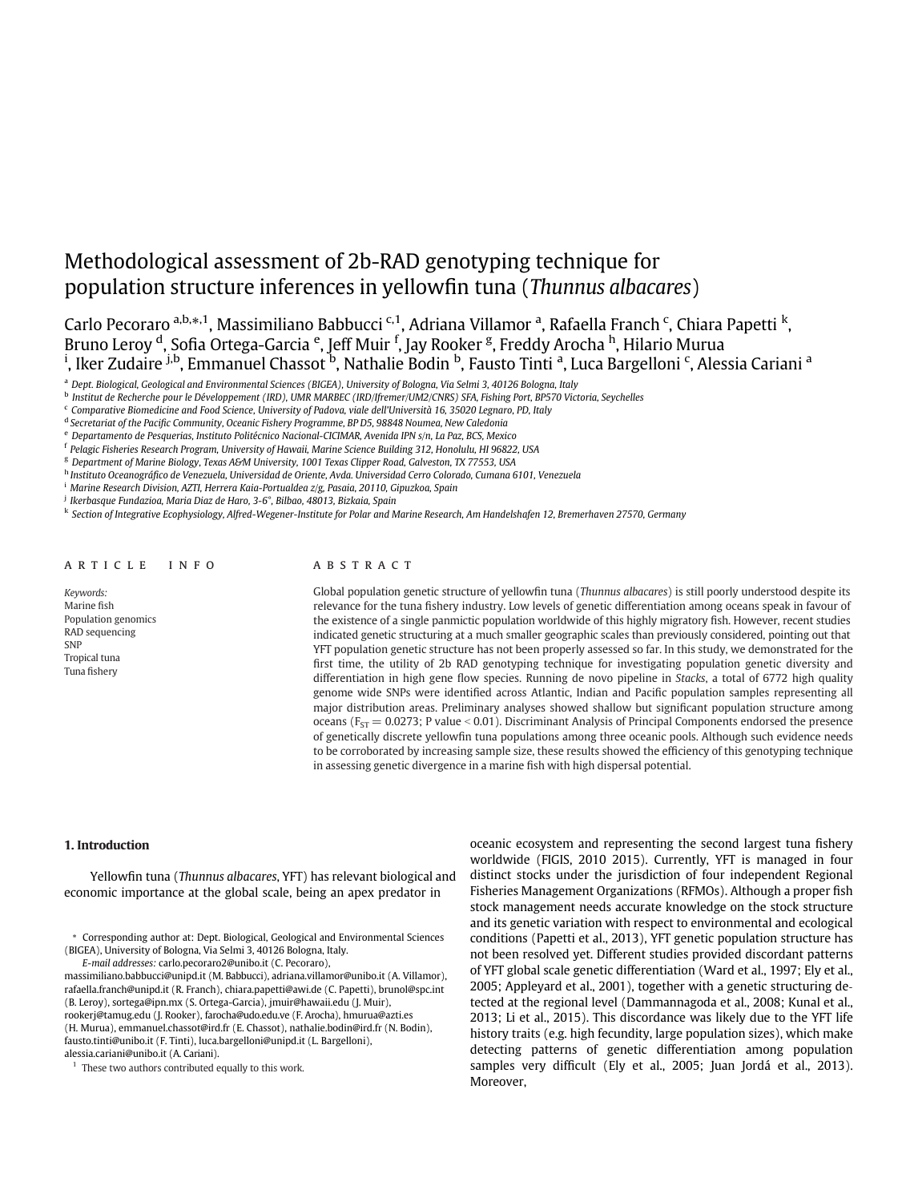# Methodological assessment of 2b-RAD genotyping technique for population structure inferences in yellowfin tuna (*Thunnus albacares*)

Carlo Pecoraro [a,b,*,1], Massimiliano Babbucci [c,1], Adriana Villamor [a], Rafaella Franch [c], Chiara Papetti [k], Bruno Leroy [d], Sofia Ortega-Garcia [e], Jeff Muir [f], Jay Rooker [g], Freddy Arocha [h], Hilario Murua [i], Iker Zudaire [j,b], Emmanuel Chassot [b], Nathalie Bodin [b], Fausto Tinti [a], Luca Bargelloni [c], Alessia Cariani [a]

[a] Dept. Biological, Geological and Environmental Sciences (BIGEA), University of Bologna, Via Selmi 3, 40126 Bologna, Italy
[b] Institut de Recherche pour le Développement (IRD), UMR MARBEC (IRD/Ifremer/UM2/CNRS) SFA, Fishing Port, BP570 Victoria, Seychelles
[c] Comparative Biomedicine and Food Science, University of Padova, viale dell'Università 16, 35020 Legnaro, PD, Italy
[d] Secretariat of the Pacific Community, Oceanic Fishery Programme, BP D5, 98848 Noumea, New Caledonia
[e] Departamento de Pesquerias, Instituto Politécnico Nacional-CICIMAR, Avenida IPN s/n, La Paz, BCS, Mexico
[f] Pelagic Fisheries Research Program, University of Hawaii, Marine Science Building 312, Honolulu, HI 96822, USA
[g] Department of Marine Biology, Texas A&M University, 1001 Texas Clipper Road, Galveston, TX 77553, USA
[h] Instituto Oceanográfico de Venezuela, Universidad de Oriente, Avda. Universidad Cerro Colorado, Cumana 6101, Venezuela
[i] Marine Research Division, AZTI, Herrera Kaia-Portualdea z/g, Pasaia, 20110, Gipuzkoa, Spain
[j] Ikerbasque Fundazioa, Maria Diaz de Haro, 3-6°, Bilbao, 48013, Bizkaia, Spain
[k] Section of Integrative Ecophysiology, Alfred-Wegener-Institute for Polar and Marine Research, Am Handelshafen 12, Bremerhaven 27570, Germany

## ARTICLE INFO

*Keywords:*
Marine fish
Population genomics
RAD sequencing
SNP
Tropical tuna
Tuna fishery

## ABSTRACT

Global population genetic structure of yellowfin tuna (*Thunnus albacares*) is still poorly understood despite its relevance for the tuna fishery industry. Low levels of genetic differentiation among oceans speak in favour of the existence of a single panmictic population worldwide of this highly migratory fish. However, recent studies indicated genetic structuring at a much smaller geographic scales than previously considered, pointing out that YFT population genetic structure has not been properly assessed so far. In this study, we demonstrated for the first time, the utility of 2b RAD genotyping technique for investigating population genetic diversity and differentiation in high gene flow species. Running de novo pipeline in *Stacks*, a total of 6772 high quality genome wide SNPs were identified across Atlantic, Indian and Pacific population samples representing all major distribution areas. Preliminary analyses showed shallow but significant population structure among oceans ($F_{ST} = 0.0273$; P value < 0.01). Discriminant Analysis of Principal Components endorsed the presence of genetically discrete yellowfin tuna populations among three oceanic pools. Although such evidence needs to be corroborated by increasing sample size, these results showed the efficiency of this genotyping technique in assessing genetic divergence in a marine fish with high dispersal potential.

## 1. Introduction

Yellowfin tuna (*Thunnus albacares*, YFT) has relevant biological and economic importance at the global scale, being an apex predator in oceanic ecosystem and representing the second largest tuna fishery worldwide (FIGIS, 2010 2015). Currently, YFT is managed in four distinct stocks under the jurisdiction of four independent Regional Fisheries Management Organizations (RFMOs). Although a proper fish stock management needs accurate knowledge on the stock structure and its genetic variation with respect to environmental and ecological conditions (Papetti et al., 2013), YFT genetic population structure has not been resolved yet. Different studies provided discordant patterns of YFT global scale genetic differentiation (Ward et al., 1997; Ely et al., 2005; Appleyard et al., 2001), together with a genetic structuring detected at the regional level (Dammannagoda et al., 2008; Kunal et al., 2013; Li et al., 2015). This discordance was likely due to the YFT life history traits (e.g. high fecundity, large population sizes), which make detecting patterns of genetic differentiation among population samples very difficult (Ely et al., 2005; Juan Jordá et al., 2013). Moreover,

* Corresponding author at: Dept. Biological, Geological and Environmental Sciences (BIGEA), University of Bologna, Via Selmi 3, 40126 Bologna, Italy.
*E-mail addresses:* carlo.pecoraro2@unibo.it (C. Pecoraro), massimiliano.babbucci@unipd.it (M. Babbucci), adriana.villamor@unibo.it (A. Villamor), rafaella.franch@unipd.it (R. Franch), chiara.papetti@awi.de (C. Papetti), brunol@spc.int (B. Leroy), sortega@ipn.mx (S. Ortega-Garcia), jmuir@hawaii.edu (J. Muir), rookerj@tamug.edu (J. Rooker), farocha@udo.edu.ve (F. Arocha), hmurua@azti.es (H. Murua), emmanuel.chassot@ird.fr (E. Chassot), nathalie.bodin@ird.fr (N. Bodin), fausto.tinti@unibo.it (F. Tinti), luca.bargelloni@unipd.it (L. Bargelloni), alessia.cariani@unibo.it (A. Cariani).

[1] These two authors contributed equally to this work.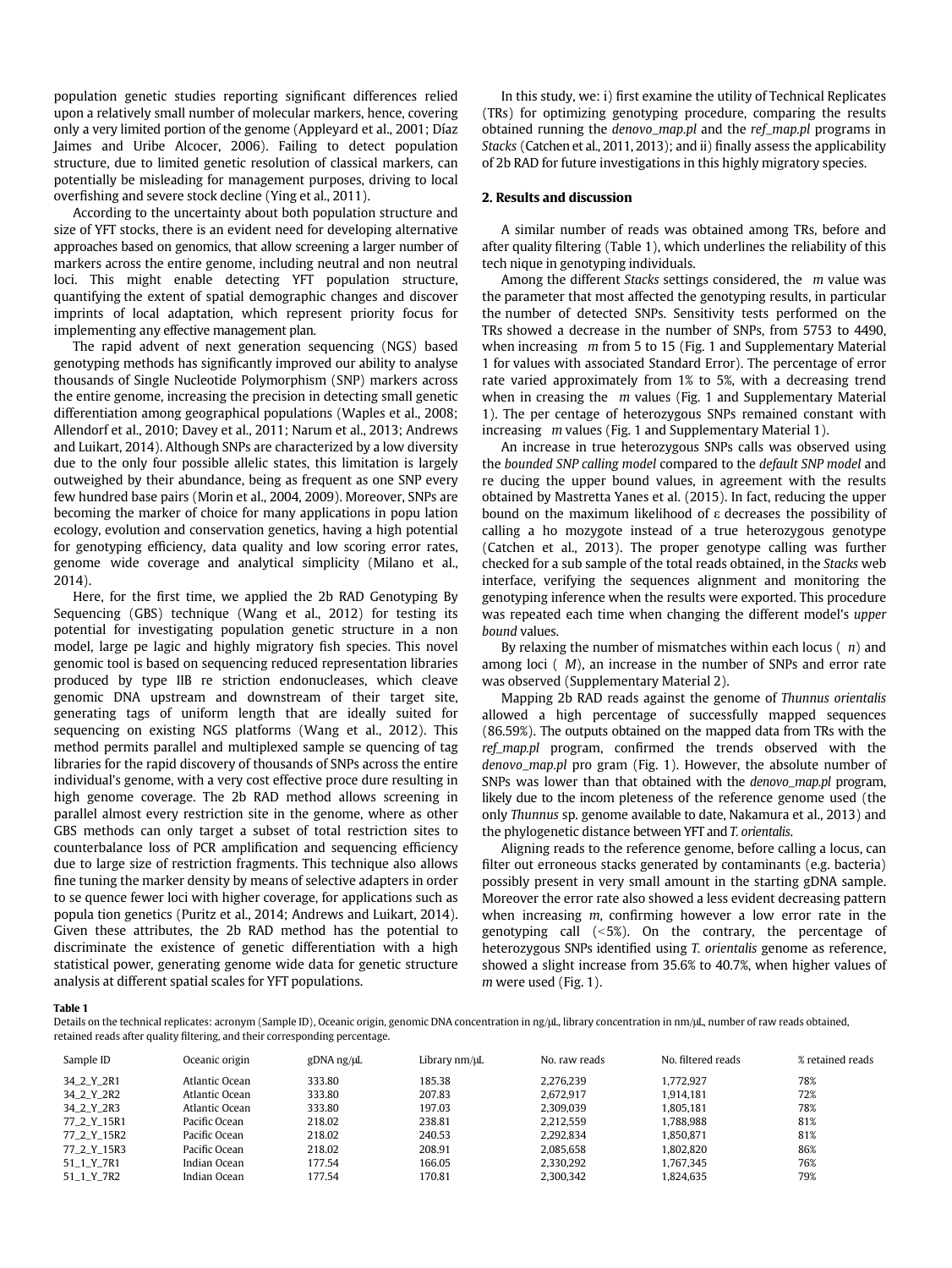population genetic studies reporting significant differences relied upon a relatively small number of molecular markers, hence, covering only a very limited portion of the genome (Appleyard et al., 2001; Díaz Jaimes and Uribe Alcocer, 2006). Failing to detect population structure, due to limited genetic resolution of classical markers, can potentially be misleading for management purposes, driving to local overfishing and severe stock decline (Ying et al., 2011).

According to the uncertainty about both population structure and size of YFT stocks, there is an evident need for developing alternative approaches based on genomics, that allow screening a larger number of markers across the entire genome, including neutral and non neutral loci. This might enable detecting YFT population structure, quantifying the extent of spatial demographic changes and discover imprints of local adaptation, which represent priority focus for implementing any effective management plan.

The rapid advent of next generation sequencing (NGS) based genotyping methods has significantly improved our ability to analyse thousands of Single Nucleotide Polymorphism (SNP) markers across the entire genome, increasing the precision in detecting small genetic differentiation among geographical populations (Waples et al., 2008; Allendorf et al., 2010; Davey et al., 2011; Narum et al., 2013; Andrews and Luikart, 2014). Although SNPs are characterized by a low diversity due to the only four possible allelic states, this limitation is largely outweighed by their abundance, being as frequent as one SNP every few hundred base pairs (Morin et al., 2004, 2009). Moreover, SNPs are becoming the marker of choice for many applications in popu lation ecology, evolution and conservation genetics, having a high potential for genotyping efficiency, data quality and low scoring error rates, genome wide coverage and analytical simplicity (Milano et al., 2014).

Here, for the first time, we applied the 2b RAD Genotyping By Sequencing (GBS) technique (Wang et al., 2012) for testing its potential for investigating population genetic structure in a non model, large pe lagic and highly migratory fish species. This novel genomic tool is based on sequencing reduced representation libraries produced by type IIB re striction endonucleases, which cleave genomic DNA upstream and downstream of their target site, generating tags of uniform length that are ideally suited for sequencing on existing NGS platforms (Wang et al., 2012). This method permits parallel and multiplexed sample se quencing of tag libraries for the rapid discovery of thousands of SNPs across the entire individual's genome, with a very cost effective proce dure resulting in high genome coverage. The 2b RAD method allows screening in parallel almost every restriction site in the genome, where as other GBS methods can only target a subset of total restriction sites to counterbalance loss of PCR amplification and sequencing efficiency due to large size of restriction fragments. This technique also allows fine tuning the marker density by means of selective adapters in order to se quence fewer loci with higher coverage, for applications such as popula tion genetics (Puritz et al., 2014; Andrews and Luikart, 2014). Given these attributes, the 2b RAD method has the potential to discriminate the existence of genetic differentiation with a high statistical power, generating genome wide data for genetic structure analysis at different spatial scales for YFT populations.

In this study, we: i) first examine the utility of Technical Replicates (TRs) for optimizing genotyping procedure, comparing the results obtained running the *denovo_map.pl* and the *ref_map.pl* programs in *Stacks* (Catchen et al., 2011, 2013); and ii) finally assess the applicability of 2b RAD for future investigations in this highly migratory species.

## 2. Results and discussion

A similar number of reads was obtained among TRs, before and after quality filtering (Table 1), which underlines the reliability of this tech nique in genotyping individuals.

Among the different *Stacks* settings considered, the *m* value was the parameter that most affected the genotyping results, in particular the number of detected SNPs. Sensitivity tests performed on the TRs showed a decrease in the number of SNPs, from 5753 to 4490, when increasing *m* from 5 to 15 (Fig. 1 and Supplementary Material 1 for values with associated Standard Error). The percentage of error rate varied approximately from 1% to 5%, with a decreasing trend when in creasing the *m* values (Fig. 1 and Supplementary Material 1). The per centage of heterozygous SNPs remained constant with increasing *m* values (Fig. 1 and Supplementary Material 1).

An increase in true heterozygous SNPs calls was observed using the *bounded SNP calling model* compared to the *default SNP model* and re ducing the upper bound values, in agreement with the results obtained by Mastretta Yanes et al. (2015). In fact, reducing the upper bound on the maximum likelihood of ε decreases the possibility of calling a ho mozygote instead of a true heterozygous genotype (Catchen et al., 2013). The proper genotype calling was further checked for a sub sample of the total reads obtained, in the *Stacks* web interface, verifying the sequences alignment and monitoring the genotyping inference when the results were exported. This procedure was repeated each time when changing the different model's *upper bound* values.

By relaxing the number of mismatches within each locus ( *n*) and among loci ( *M*), an increase in the number of SNPs and error rate was observed (Supplementary Material 2).

Mapping 2b RAD reads against the genome of *Thunnus orientalis* allowed a high percentage of successfully mapped sequences (86.59%). The outputs obtained on the mapped data from TRs with the *ref_map.pl* program, confirmed the trends observed with the *denovo_map.pl* pro gram (Fig. 1). However, the absolute number of SNPs was lower than that obtained with the *denovo_map.pl* program, likely due to the incom pleteness of the reference genome used (the only *Thunnus* sp. genome available to date, Nakamura et al., 2013) and the phylogenetic distance between YFT and *T. orientalis.*

Aligning reads to the reference genome, before calling a locus, can filter out erroneous stacks generated by contaminants (e.g. bacteria) possibly present in very small amount in the starting gDNA sample. Moreover the error rate also showed a less evident decreasing pattern when increasing *m*, confirming however a low error rate in the genotyping call (<5%). On the contrary, the percentage of heterozygous SNPs identified using *T. orientalis* genome as reference, showed a slight increase from 35.6% to 40.7%, when higher values of *m* were used (Fig. 1).

**Table 1**
Details on the technical replicates: acronym (Sample ID), Oceanic origin, genomic DNA concentration in ng/μL, library concentration in nm/μL, number of raw reads obtained, retained reads after quality filtering, and their corresponding percentage.

| Sample ID | Oceanic origin | gDNA ng/μL | Library nm/μL | No. raw reads | No. filtered reads | % retained reads |
|---|---|---|---|---|---|---|
| 34_2_Y_2R1 | Atlantic Ocean | 333.80 | 185.38 | 2,276,239 | 1,772,927 | 78% |
| 34_2_Y_2R2 | Atlantic Ocean | 333.80 | 207.83 | 2,672,917 | 1,914,181 | 72% |
| 34_2_Y_2R3 | Atlantic Ocean | 333.80 | 197.03 | 2,309,039 | 1,805,181 | 78% |
| 77_2_Y_15R1 | Pacific Ocean | 218.02 | 238.81 | 2,212,559 | 1,788,988 | 81% |
| 77_2_Y_15R2 | Pacific Ocean | 218.02 | 240.53 | 2,292,834 | 1,850,871 | 81% |
| 77_2_Y_15R3 | Pacific Ocean | 218.02 | 208.91 | 2,085,658 | 1,802,820 | 86% |
| 51_1_Y_7R1 | Indian Ocean | 177.54 | 166.05 | 2,330,292 | 1,767,345 | 76% |
| 51_1_Y_7R2 | Indian Ocean | 177.54 | 170.81 | 2,300,342 | 1,824,635 | 79% |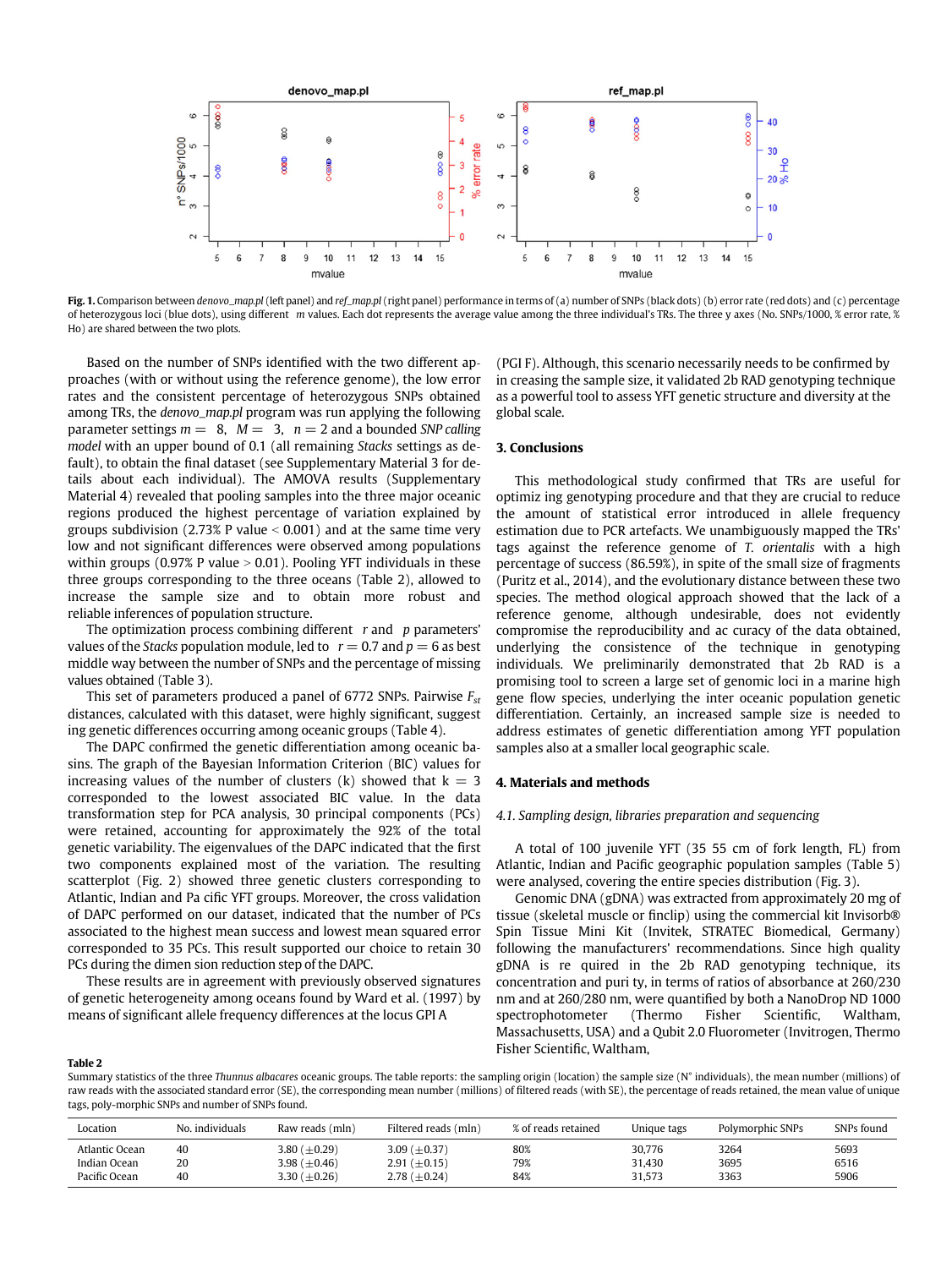**Fig. 1.** Comparison between *denovo_map.pl* (left panel) and *ref_map.pl* (right panel) performance in terms of (a) number of SNPs (black dots) (b) error rate (red dots) and (c) percentage of heterozygous loci (blue dots), using different $m$ values. Each dot represents the average value among the three individual's TRs. The three y axes (No. SNPs/1000, % error rate, % Ho) are shared between the two plots.

Based on the number of SNPs identified with the two different approaches (with or without using the reference genome), the low error rates and the consistent percentage of heterozygous SNPs obtained among TRs, the *denovo_map.pl* program was run applying the following parameter settings $m = 8$, $M = 3$, $n = 2$ and a bounded *SNP calling model* with an upper bound of 0.1 (all remaining *Stacks* settings as default), to obtain the final dataset (see Supplementary Material 3 for details about each individual). The AMOVA results (Supplementary Material 4) revealed that pooling samples into the three major oceanic regions produced the highest percentage of variation explained by groups subdivision (2.73% P value < 0.001) and at the same time very low and not significant differences were observed among populations within groups (0.97% P value > 0.01). Pooling YFT individuals in these three groups corresponding to the three oceans (Table 2), allowed to increase the sample size and to obtain more robust and reliable inferences of population structure.

The optimization process combining different $r$ and $p$ parameters' values of the *Stacks* population module, led to $r = 0.7$ and $p = 6$ as best middle way between the number of SNPs and the percentage of missing values obtained (Table 3).

This set of parameters produced a panel of 6772 SNPs. Pairwise $F_{st}$ distances, calculated with this dataset, were highly significant, suggesting genetic differences occurring among oceanic groups (Table 4).

The DAPC confirmed the genetic differentiation among oceanic basins. The graph of the Bayesian Information Criterion (BIC) values for increasing values of the number of clusters (k) showed that k = 3 corresponded to the lowest associated BIC value. In the data transformation step for PCA analysis, 30 principal components (PCs) were retained, accounting for approximately the 92% of the total genetic variability. The eigenvalues of the DAPC indicated that the first two components explained most of the variation. The resulting scatterplot (Fig. 2) showed three genetic clusters corresponding to Atlantic, Indian and Pacific YFT groups. Moreover, the cross validation of DAPC performed on our dataset, indicated that the number of PCs associated to the highest mean success and lowest mean squared error corresponded to 35 PCs. This result supported our choice to retain 30 PCs during the dimension reduction step of the DAPC.

These results are in agreement with previously observed signatures of genetic heterogeneity among oceans found by Ward et al. (1997) by means of significant allele frequency differences at the locus GPI A (PGI F). Although, this scenario necessarily needs to be confirmed by increasing the sample size, it validated 2b RAD genotyping technique as a powerful tool to assess YFT genetic structure and diversity at the global scale.

## 3. Conclusions

This methodological study confirmed that TRs are useful for optimizing genotyping procedure and that they are crucial to reduce the amount of statistical error introduced in allele frequency estimation due to PCR artefacts. We unambiguously mapped the TRs' tags against the reference genome of *T. orientalis* with a high percentage of success (86.59%), in spite of the small size of fragments (Puritz et al., 2014), and the evolutionary distance between these two species. The methodological approach showed that the lack of a reference genome, although undesirable, does not evidently compromise the reproducibility and accuracy of the data obtained, underlying the consistence of the technique in genotyping individuals. We preliminarily demonstrated that 2b RAD is a promising tool to screen a large set of genomic loci in a marine high gene flow species, underlying the inter oceanic population genetic differentiation. Certainly, an increased sample size is needed to address estimates of genetic differentiation among YFT population samples also at a smaller local geographic scale.

## 4. Materials and methods

### 4.1. Sampling design, libraries preparation and sequencing

A total of 100 juvenile YFT (35 55 cm of fork length, FL) from Atlantic, Indian and Pacific geographic population samples (Table 5) were analysed, covering the entire species distribution (Fig. 3).

Genomic DNA (gDNA) was extracted from approximately 20 mg of tissue (skeletal muscle or finclip) using the commercial kit Invisorb® Spin Tissue Mini Kit (Invitek, STRATEC Biomedical, Germany) following the manufacturers' recommendations. Since high quality gDNA is required in the 2b RAD genotyping technique, its concentration and purity, in terms of ratios of absorbance at 260/230 nm and at 260/280 nm, were quantified by both a NanoDrop ND 1000 spectrophotometer (Thermo Fisher Scientific, Waltham, Massachusetts, USA) and a Qubit 2.0 Fluorometer (Invitrogen, Thermo Fisher Scientific, Waltham,

**Table 2**
Summary statistics of the three *Thunnus albacares* oceanic groups. The table reports: the sampling origin (location) the sample size (N° individuals), the mean number (millions) of raw reads with the associated standard error (SE), the corresponding mean number (millions) of filtered reads (with SE), the percentage of reads retained, the mean value of unique tags, polymorphic SNPs and number of SNPs found.

| Location | No. individuals | Raw reads (mln) | Filtered reads (mln) | % of reads retained | Unique tags | Polymorphic SNPs | SNPs found |
|---|---|---|---|---|---|---|---|
| Atlantic Ocean | 40 | 3.80 (±0.29) | 3.09 (±0.37) | 80% | 30,776 | 3264 | 5693 |
| Indian Ocean | 20 | 3.98 (±0.46) | 2.91 (±0.15) | 79% | 31,430 | 3695 | 6516 |
| Pacific Ocean | 40 | 3.30 (±0.26) | 2.78 (±0.24) | 84% | 31,573 | 3363 | 5906 |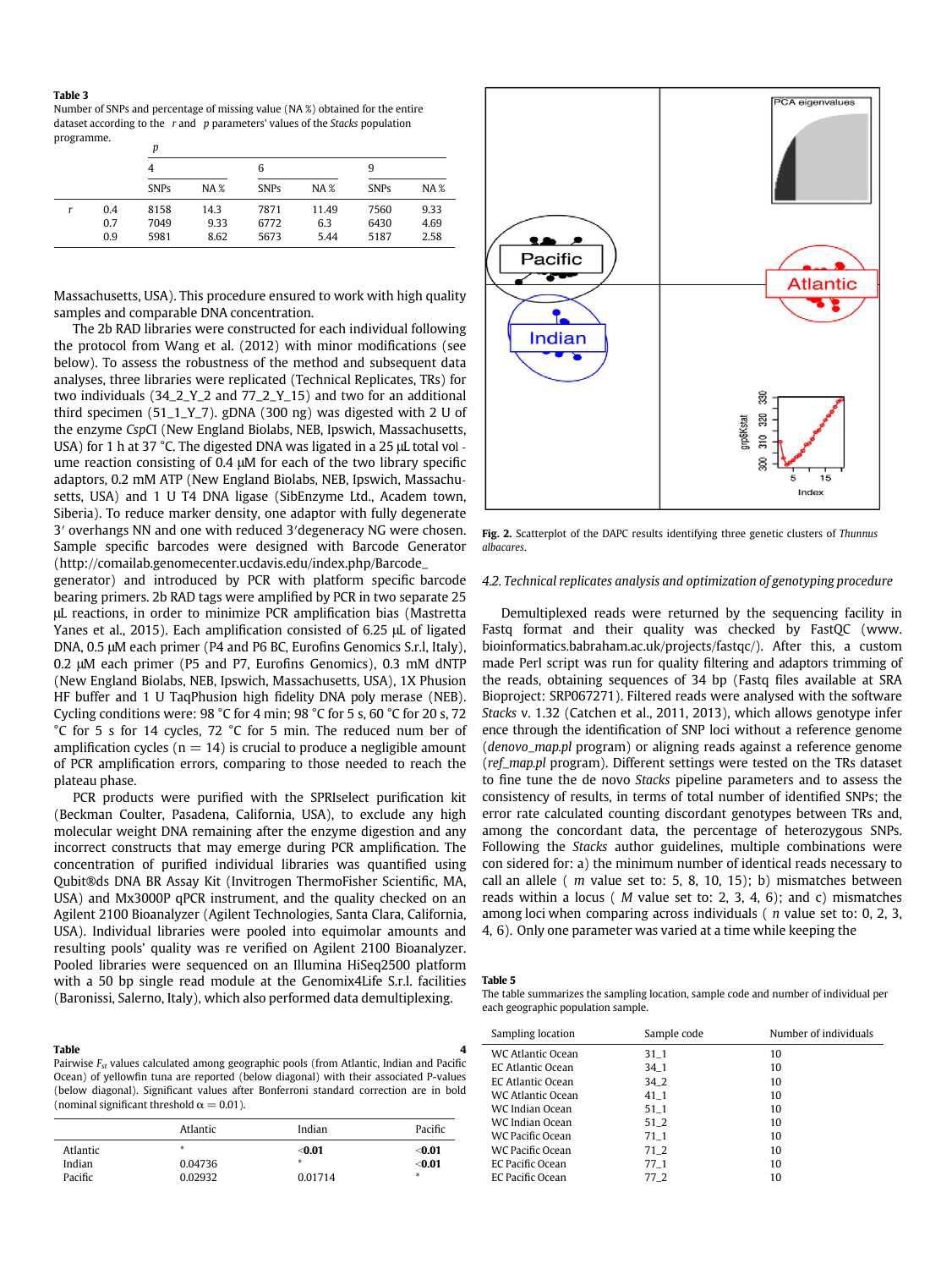**Table 3**
Number of SNPs and percentage of missing value (NA %) obtained for the entire dataset according to the *r* and *p* parameters' values of the *Stacks* population programme.

| | | *p* | | | | | |
|---|---|---|---|---|---|---|---|
| | | 4 | | 6 | | 9 | |
| | | SNPs | NA % | SNPs | NA % | SNPs | NA % |
| *r* | 0.4 | 8158 | 14.3 | 7871 | 11.49 | 7560 | 9.33 |
| | 0.7 | 7049 | 9.33 | 6772 | 6.3 | 6430 | 4.69 |
| | 0.9 | 5981 | 8.62 | 5673 | 5.44 | 5187 | 2.58 |

Massachusetts, USA). This procedure ensured to work with high quality samples and comparable DNA concentration.

The 2b RAD libraries were constructed for each individual following the protocol from Wang et al. (2012) with minor modifications (see below). To assess the robustness of the method and subsequent data analyses, three libraries were replicated (Technical Replicates, TRs) for two individuals (34_2_Y_2 and 77_2_Y_15) and two for an additional third specimen (51_1_Y_7). gDNA (300 ng) was digested with 2 U of the enzyme *Csp*CI (New England Biolabs, NEB, Ipswich, Massachusetts, USA) for 1 h at 37 °C. The digested DNA was ligated in a 25 μL total vol - ume reaction consisting of 0.4 μM for each of the two library specific adaptors, 0.2 mM ATP (New England Biolabs, NEB, Ipswich, Massachusetts, USA) and 1 U T4 DNA ligase (SibEnzyme Ltd., Academ town, Siberia). To reduce marker density, one adaptor with fully degenerate 3′ overhangs NN and one with reduced 3′degeneracy NG were chosen. Sample specific barcodes were designed with Barcode Generator (http://comailab.genomecenter.ucdavis.edu/index.php/Barcode_generator) and introduced by PCR with platform specific barcode bearing primers. 2b RAD tags were amplified by PCR in two separate 25 μL reactions, in order to minimize PCR amplification bias (Mastretta Yanes et al., 2015). Each amplification consisted of 6.25 μL of ligated DNA, 0.5 μM each primer (P4 and P6 BC, Eurofins Genomics S.r.l, Italy), 0.2 μM each primer (P5 and P7, Eurofins Genomics), 0.3 mM dNTP (New England Biolabs, NEB, Ipswich, Massachusetts, USA), 1X Phusion HF buffer and 1 U TaqPhusion high fidelity DNA poly merase (NEB). Cycling conditions were: 98 °C for 4 min; 98 °C for 5 s, 60 °C for 20 s, 72 °C for 5 s for 14 cycles, 72 °C for 5 min. The reduced num ber of amplification cycles (n = 14) is crucial to produce a negligible amount of PCR amplification errors, comparing to those needed to reach the plateau phase.

PCR products were purified with the SPRIselect purification kit (Beckman Coulter, Pasadena, California, USA), to exclude any high molecular weight DNA remaining after the enzyme digestion and any incorrect constructs that may emerge during PCR amplification. The concentration of purified individual libraries was quantified using Qubit®ds DNA BR Assay Kit (Invitrogen ThermoFisher Scientific, MA, USA) and Mx3000P qPCR instrument, and the quality checked on an Agilent 2100 Bioanalyzer (Agilent Technologies, Santa Clara, California, USA). Individual libraries were pooled into equimolar amounts and resulting pools' quality was re verified on Agilent 2100 Bioanalyzer. Pooled libraries were sequenced on an Illumina HiSeq2500 platform with a 50 bp single read module at the Genomix4Life S.r.l. facilities (Baronissi, Salerno, Italy), which also performed data demultiplexing.

**Table 4**
Pairwise $F_{st}$ values calculated among geographic pools (from Atlantic, Indian and Pacific Ocean) of yellowfin tuna are reported (below diagonal) with their associated P-values (below diagonal). Significant values after Bonferroni standard correction are in bold (nominal significant threshold α = 0.01).

| | Atlantic | Indian | Pacific |
|---|---|---|---|
| Atlantic | * | **<0.01** | **<0.01** |
| Indian | 0.04736 | * | **<0.01** |
| Pacific | 0.02932 | 0.01714 | * |

Fig. 2. Scatterplot of the DAPC results identifying three genetic clusters of *Thunnus albacares*.

### 4.2. Technical replicates analysis and optimization of genotyping procedure

Demultiplexed reads were returned by the sequencing facility in Fastq format and their quality was checked by FastQC (www.bioinformatics.babraham.ac.uk/projects/fastqc/). After this, a custom made Perl script was run for quality filtering and adaptors trimming of the reads, obtaining sequences of 34 bp (Fastq files available at SRA Bioproject: SRP067271). Filtered reads were analysed with the software *Stacks* v. 1.32 (Catchen et al., 2011, 2013), which allows genotype infer ence through the identification of SNP loci without a reference genome (*denovo_map.pl* program) or aligning reads against a reference genome (*ref_map.pl* program). Different settings were tested on the TRs dataset to fine tune the de novo *Stacks* pipeline parameters and to assess the consistency of results, in terms of total number of identified SNPs; the error rate calculated counting discordant genotypes between TRs and, among the concordant data, the percentage of heterozygous SNPs. Following the *Stacks* author guidelines, multiple combinations were con sidered for: a) the minimum number of identical reads necessary to call an allele ( *m* value set to: 5, 8, 10, 15); b) mismatches between reads within a locus ( *M* value set to: 2, 3, 4, 6); and c) mismatches among loci when comparing across individuals ( *n* value set to: 0, 2, 3, 4, 6). Only one parameter was varied at a time while keeping the

**Table 5**
The table summarizes the sampling location, sample code and number of individual per each geographic population sample.

| Sampling location | Sample code | Number of individuals |
|---|---|---|
| WC Atlantic Ocean | 31_1 | 10 |
| EC Atlantic Ocean | 34_1 | 10 |
| EC Atlantic Ocean | 34_2 | 10 |
| WC Atlantic Ocean | 41_1 | 10 |
| WC Indian Ocean | 51_1 | 10 |
| WC Indian Ocean | 51_2 | 10 |
| WC Pacific Ocean | 71_1 | 10 |
| WC Pacific Ocean | 71_2 | 10 |
| EC Pacific Ocean | 77_1 | 10 |
| EC Pacific Ocean | 77_2 | 10 |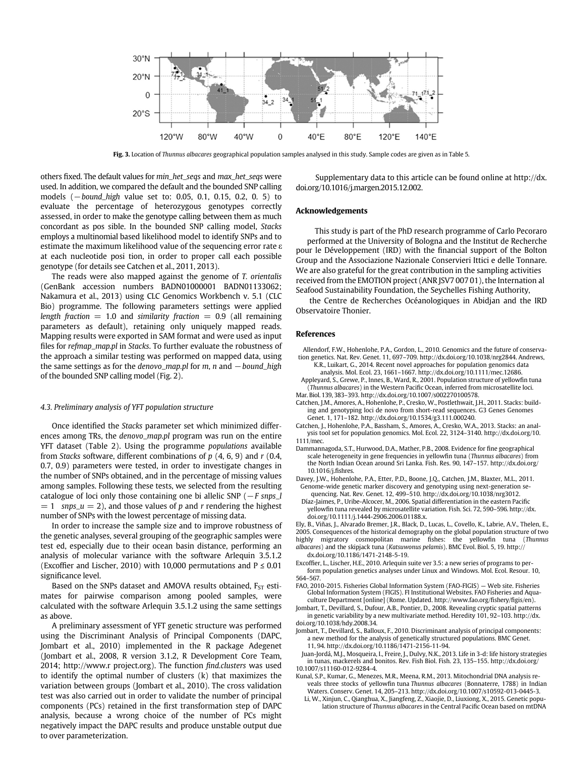Fig. 3. Location of *Thunnus albacares* geographical population samples analysed in this study. Sample codes are given as in Table 5.

others fixed. The default values for *min_het_seqs* and *max_het_seqs* were used. In addition, we compared the default and the bounded SNP calling models (−*bound_high* value set to: 0.05, 0.1, 0.15, 0.2, 0. 5) to evaluate the percentage of heterozygous genotypes correctly assessed, in order to make the genotype calling between them as much concordant as pos sible. In the bounded SNP calling model, *Stacks* employs a multinomial based likelihood model to identify SNPs and to estimate the maximum likelihood value of the sequencing error rate ε at each nucleotide posi tion, in order to proper call each possible genotype (for details see Catchen et al., 2011, 2013).

The reads were also mapped against the genome of *T. orientalis* (GenBank accession numbers BADN01000001 BADN01133062; Nakamura et al., 2013) using CLC Genomics Workbench v. 5.1 (CLC Bio) programme. The following parameters settings were applied *length fraction* = 1.0 and *similarity fraction* = 0.9 (all remaining parameters as default), retaining only uniquely mapped reads. Mapping results were exported in SAM format and were used as input files for *refmap_map.pl* in *Stacks*. To further evaluate the robustness of the approach a similar testing was performed on mapped data, using the same settings as for the *denovo_map.pl* for *m*, *n* and −*bound_high* of the bounded SNP calling model (Fig. 2).

### 4.3. Preliminary analysis of YFT population structure

Once identified the *Stacks* parameter set which minimized differences among TRs, the *denovo_map.pl* program was run on the entire YFT dataset (Table 2). Using the programme *populations* available from *Stacks* software, different combinations of *p* (4, 6, 9) and *r* (0.4, 0.7, 0.9) parameters were tested, in order to investigate changes in the number of SNPs obtained, and in the percentage of missing values among samples. Following these tests, we selected from the resulting catalogue of loci only those containing one bi allelic SNP (−*F snps_l* = 1 *snps_u* = 2), and those values of *p* and *r* rendering the highest number of SNPs with the lowest percentage of missing data.

In order to increase the sample size and to improve robustness of the genetic analyses, several grouping of the geographic samples were test ed, especially due to their ocean basin distance, performing an analysis of molecular variance with the software Arlequin 3.5.1.2 (Excoffier and Lischer, 2010) with 10,000 permutations and P ≤ 0.01 significance level.

Based on the SNPs dataset and AMOVA results obtained, $F_{ST}$ estimates for pairwise comparison among pooled samples, were calculated with the software Arlequin 3.5.1.2 using the same settings as above.

A preliminary assessment of YFT genetic structure was performed using the Discriminant Analysis of Principal Components (DAPC, Jombart et al., 2010) implemented in the R package Adegenet (Jombart et al., 2008, R version 3.1.2, R Development Core Team, 2014; http://www.r project.org). The function *find.clusters* was used to identify the optimal number of clusters (k) that maximizes the variation between groups (Jombart et al., 2010). The cross validation test was also carried out in order to validate the number of principal components (PCs) retained in the first transformation step of DAPC analysis, because a wrong choice of the number of PCs might negatively impact the DAPC results and produce unstable output due to over parameterization.

Supplementary data to this article can be found online at http://dx.doi.org/10.1016/j.margen.2015.12.002.

## Acknowledgements

This study is part of the PhD research programme of Carlo Pecoraro performed at the University of Bologna and the Institut de Recherche pour le Développement (IRD) with the financial support of the Bolton Group and the Associazione Nazionale Conservieri Ittici e delle Tonnare. We are also grateful for the great contribution in the sampling activities received from the EMOTION project (ANR JSV7 007 01), the Internation al Seafood Sustainability Foundation, the Seychelles Fishing Authority, the Centre de Recherches Océanologiques in Abidjan and the IRD Observatoire Thonier.

## References

Allendorf, F.W., Hohenlohe, P.A., Gordon, L., 2010. Genomics and the future of conservation genetics. Nat. Rev. Genet. 11, 697–709. http://dx.doi.org/10.1038/nrg2844. Andrews, K.R., Luikart, G., 2014. Recent novel approaches for population genomics data analysis. Mol. Ecol. 23, 1661–1667. http://dx.doi.org/10.1111/mec.12686.

Appleyard, S., Grewe, P., Innes, B., Ward, R., 2001. Population structure of yellowfin tuna (*Thunnus albacares*) in the Western Pacific Ocean, inferred from microsatellite loci. Mar. Biol. 139, 383–393. http://dx.doi.org/10.1007/s002270100578.

Catchen, J.M., Amores, A., Hohenlohe, P., Cresko, W., Postlethwait, J.H., 2011. Stacks: building and genotyping loci de novo from short-read sequences. G3 Genes Genomes Genet. 1, 171–182. http://dx.doi.org/10.1534/g3.111.000240.

Catchen, J., Hohenlohe, P.A., Bassham, S., Amores, A., Cresko, W.A., 2013. Stacks: an analysis tool set for population genomics. Mol. Ecol. 22, 3124–3140. http://dx.doi.org/10.1111/mec.

Dammannagoda, S.T., Hurwood, D.A., Mather, P.B., 2008. Evidence for fine geographical scale heterogeneity in gene frequencies in yellowfin tuna (*Thunnus albacares*) from the North Indian Ocean around Sri Lanka. Fish. Res. 90, 147–157. http://dx.doi.org/10.1016/j.fishres.

Davey, J.W., Hohenlohe, P.A., Etter, P.D., Boone, J.Q., Catchen, J.M., Blaxter, M.L., 2011. Genome-wide genetic marker discovery and genotyping using next-generation sequencing. Nat. Rev. Genet. 12, 499–510. http://dx.doi.org/10.1038/nrg3012.

Díaz-Jaimes, P., Uribe-Alcocer, M., 2006. Spatial differentiation in the eastern Pacific yellowfin tuna revealed by microsatellite variation. Fish. Sci. 72, 590–596. http://dx.doi.org/10.1111/j.1444-2906.2006.01188.x.

Ely, B., Viñas, J., Alvarado Bremer, J.R., Black, D., Lucas, L., Covello, K., Labrie, A.V., Thelen, E., 2005. Consequences of the historical demography on the global population structure of two highly migratory cosmopolitan marine fishes: the yellowfin tuna (*Thunnus albacares*) and the skipjack tuna (*Katsuwonus pelamis*). BMC Evol. Biol. 5, 19. http://dx.doi.org/10.1186/1471-2148-5-19.

Excoffier, L., Lischer, H.E., 2010. Arlequin suite ver 3.5: a new series of programs to perform population genetics analyses under Linux and Windows. Mol. Ecol. Resour. 10, 564–567.

FAO, 2010-2015. Fisheries Global Information System (FAO-FIGIS) — Web site. Fisheries Global Information System (FIGIS). FI Institutional Websites. FAO Fisheries and Aquaculture Department [online] (Rome. Updated. http://www.fao.org/fishery/figis/en).

Jombart, T., Devillard, S., Dufour, A.B., Pontier, D., 2008. Revealing cryptic spatial patterns in genetic variability by a new multivariate method. Heredity 101, 92–103. http://dx.doi.org/10.1038/hdy.2008.34.

Jombart, T., Devillard, S., Balloux, F., 2010. Discriminant analysis of principal components: a new method for the analysis of genetically structured populations. BMC Genet. 11, 94. http://dx.doi.org/10.1186/1471-2156-11-94.

Juan-Jordá, M.J., Mosqueira, I., Freire, J., Dulvy, N.K., 2013. Life in 3-d: life history strategies in tunas, mackerels and bonitos. Rev. Fish Biol. Fish. 23, 135–155. http://dx.doi.org/10.1007/s11160-012-9284-4.

Kunal, S.P., Kumar, G., Menezes, M.R., Meena, R.M., 2013. Mitochondrial DNA analysis reveals three stocks of yellowfin tuna *Thunnus albacares* (Bonnaterre, 1788) in Indian Waters. Conserv. Genet. 14, 205–213. http://dx.doi.org/10.1007/s10592-013-0445-3.

Li, W., Xinjun, C., Qianghua, X., Jiangfeng, Z., Xiaojie, D., Liuxiong, X., 2015. Genetic population structure of *Thunnus albacares* in the Central Pacific Ocean based on mtDNA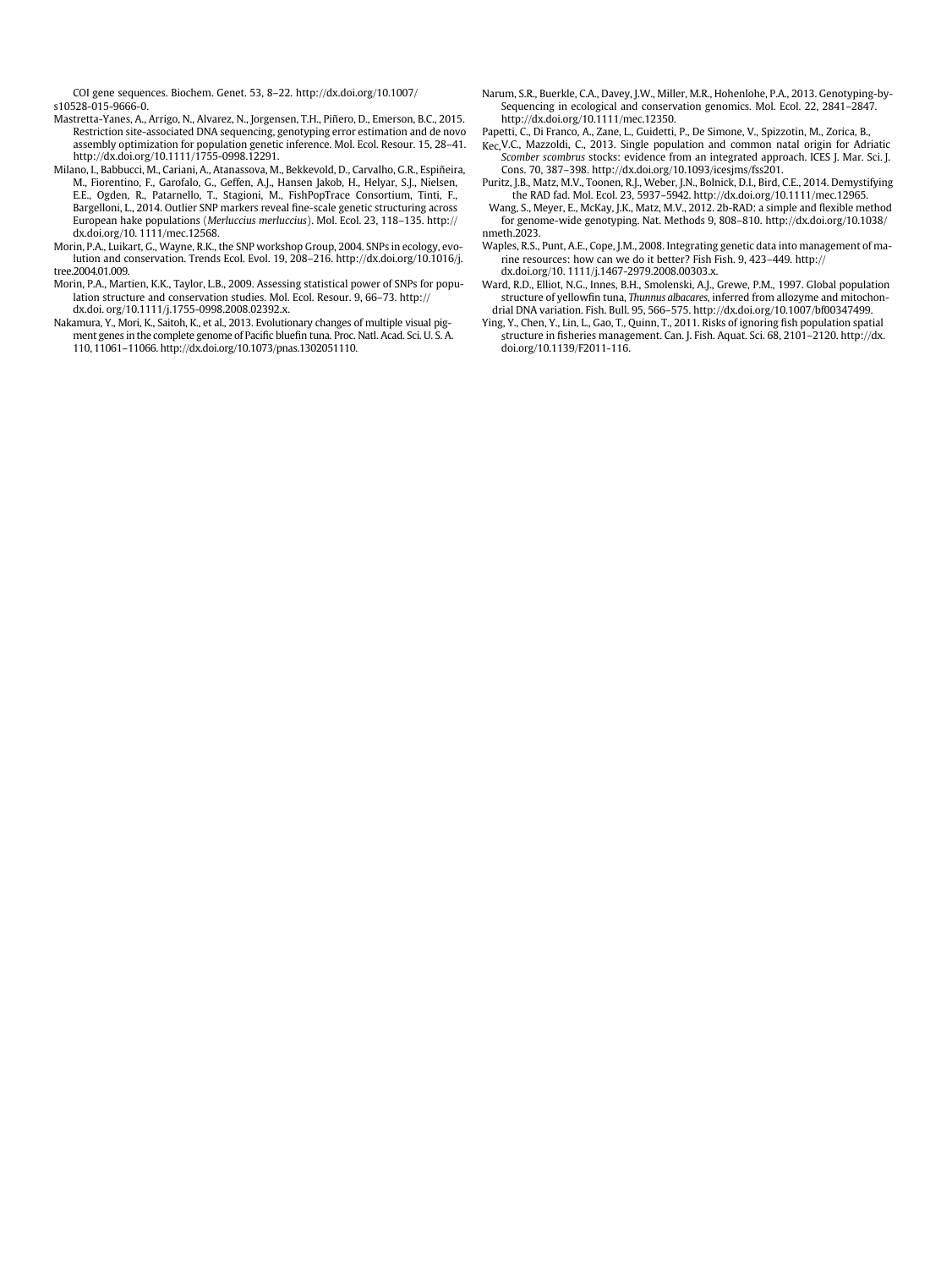COI gene sequences. Biochem. Genet. 53, 8–22. http://dx.doi.org/10.1007/s10528-015-9666-0.

Mastretta-Yanes, A., Arrigo, N., Alvarez, N., Jorgensen, T.H., Piñero, D., Emerson, B.C., 2015. Restriction site-associated DNA sequencing, genotyping error estimation and de novo assembly optimization for population genetic inference. Mol. Ecol. Resour. 15, 28–41. http://dx.doi.org/10.1111/1755-0998.12291.

Milano, I., Babbucci, M., Cariani, A., Atanassova, M., Bekkevold, D., Carvalho, G.R., Espiñeira, M., Fiorentino, F., Garofalo, G., Geffen, A.J., Hansen Jakob, H., Helyar, S.J., Nielsen, E.E., Ogden, R., Patarnello, T., Stagioni, M., FishPopTrace Consortium, Tinti, F., Bargelloni, L., 2014. Outlier SNP markers reveal fine-scale genetic structuring across European hake populations (*Merluccius merluccius*). Mol. Ecol. 23, 118–135. http://dx.doi.org/10. 1111/mec.12568.

Morin, P.A., Luikart, G., Wayne, R.K., the SNP workshop Group, 2004. SNPs in ecology, evolution and conservation. Trends Ecol. Evol. 19, 208–216. http://dx.doi.org/10.1016/j.tree.2004.01.009.

Morin, P.A., Martien, K.K., Taylor, L.B., 2009. Assessing statistical power of SNPs for population structure and conservation studies. Mol. Ecol. Resour. 9, 66–73. http://dx.doi. org/10.1111/j.1755-0998.2008.02392.x.

Nakamura, Y., Mori, K., Saitoh, K., et al., 2013. Evolutionary changes of multiple visual pigment genes in the complete genome of Pacific bluefin tuna. Proc. Natl. Acad. Sci. U. S. A. 110, 11061–11066. http://dx.doi.org/10.1073/pnas.1302051110.

Narum, S.R., Buerkle, C.A., Davey, J.W., Miller, M.R., Hohenlohe, P.A., 2013. Genotyping-by-Sequencing in ecological and conservation genomics. Mol. Ecol. 22, 2841–2847. http://dx.doi.org/10.1111/mec.12350.

Papetti, C., Di Franco, A., Zane, L., Guidetti, P., De Simone, V., Spizzotin, M., Zorica, B., Kec,V.C., Mazzoldi, C., 2013. Single population and common natal origin for Adriatic *Scomber scombrus* stocks: evidence from an integrated approach. ICES J. Mar. Sci. J. Cons. 70, 387–398. http://dx.doi.org/10.1093/icesjms/fss201.

Puritz, J.B., Matz, M.V., Toonen, R.J., Weber, J.N., Bolnick, D.I., Bird, C.E., 2014. Demystifying the RAD fad. Mol. Ecol. 23, 5937–5942. http://dx.doi.org/10.1111/mec.12965.

Wang, S., Meyer, E., McKay, J.K., Matz, M.V., 2012. 2b-RAD: a simple and flexible method for genome-wide genotyping. Nat. Methods 9, 808–810. http://dx.doi.org/10.1038/nmeth.2023.

Waples, R.S., Punt, A.E., Cope, J.M., 2008. Integrating genetic data into management of marine resources: how can we do it better? Fish Fish. 9, 423–449. http://dx.doi.org/10. 1111/j.1467-2979.2008.00303.x.

Ward, R.D., Elliot, N.G., Innes, B.H., Smolenski, A.J., Grewe, P.M., 1997. Global population structure of yellowfin tuna, *Thunnus albacares*, inferred from allozyme and mitochondrial DNA variation. Fish. Bull. 95, 566–575. http://dx.doi.org/10.1007/bf00347499.

Ying, Y., Chen, Y., Lin, L., Gao, T., Quinn, T., 2011. Risks of ignoring fish population spatial structure in fisheries management. Can. J. Fish. Aquat. Sci. 68, 2101–2120. http://dx.doi.org/10.1139/F2011-116.